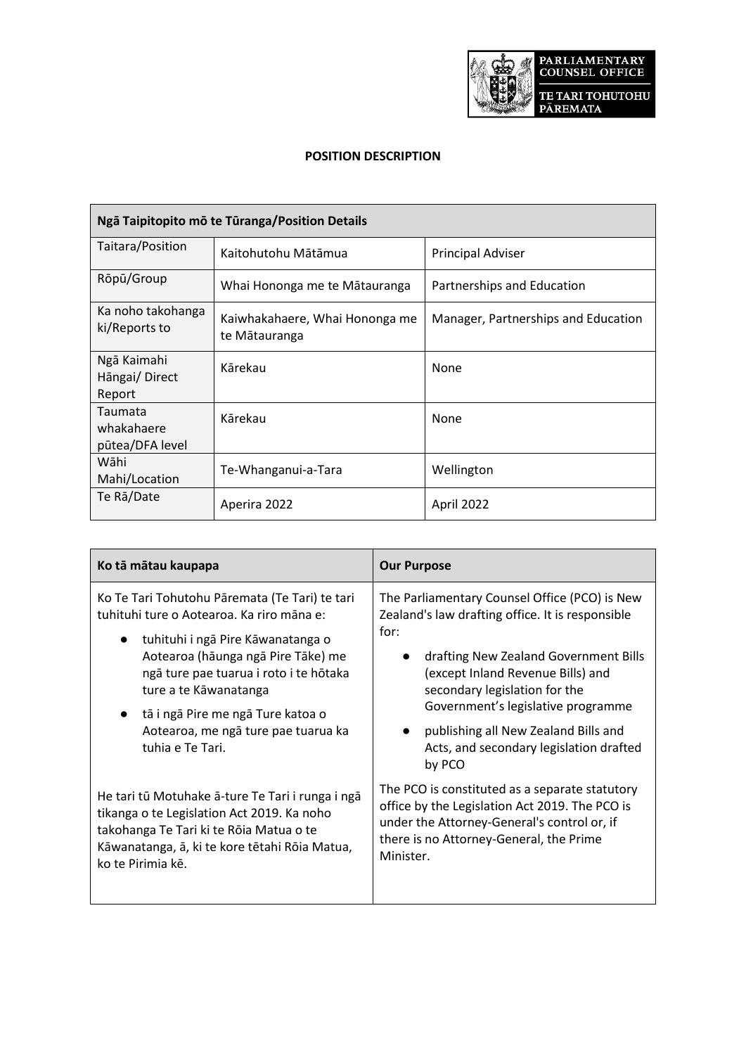PARLIAMENTARY COUNSEL OFFICE

TE TARI TOHUTOHU PĀREMATA

# POSITION DESCRIPTION

| Ngā Taipitopito mō te Tūranga/Position Details | | |
|---|---|---|
| Taitara/Position | Kaitohutohu Mātāmua | Principal Adviser |
| Rōpū/Group | Whai Hononga me te Mātauranga | Partnerships and Education |
| Ka noho takohanga ki/Reports to | Kaiwhakahaere, Whai Hononga me te Mātauranga | Manager, Partnerships and Education |
| Ngā Kaimahi Hāngai/ Direct Report | Kārekau | None |
| Taumata whakahaere pūtea/DFA level | Kārekau | None |
| Wāhi Mahi/Location | Te-Whanganui-a-Tara | Wellington |
| Te Rā/Date | Aperira 2022 | April 2022 |

| Ko tā mātau kaupapa | Our Purpose |
|---|---|
| Ko Te Tari Tohutohu Pāremata (Te Tari) te tari tuhituhi ture o Aotearoa. Ka riro māna e:<br>● tuhituhi i ngā Pire Kāwanatanga o Aotearoa (hāunga ngā Pire Tāke) me ngā ture pae tuarua i roto i te hōtaka ture a te Kāwanatanga<br>● tā i ngā Pire me ngā Ture katoa o Aotearoa, me ngā ture pae tuarua ka tuhia e Te Tari. | The Parliamentary Counsel Office (PCO) is New Zealand's law drafting office. It is responsible for:<br>● drafting New Zealand Government Bills (except Inland Revenue Bills) and secondary legislation for the Government's legislative programme<br>● publishing all New Zealand Bills and Acts, and secondary legislation drafted by PCO |
| He tari tū Motuhake ā-ture Te Tari i runga i ngā tikanga o te Legislation Act 2019. Ka noho takohanga Te Tari ki te Rōia Matua o te Kāwanatanga, ā, ki te kore tētahi Rōia Matua, ko te Pirimia kē. | The PCO is constituted as a separate statutory office by the Legislation Act 2019. The PCO is under the Attorney-General's control or, if there is no Attorney-General, the Prime Minister. |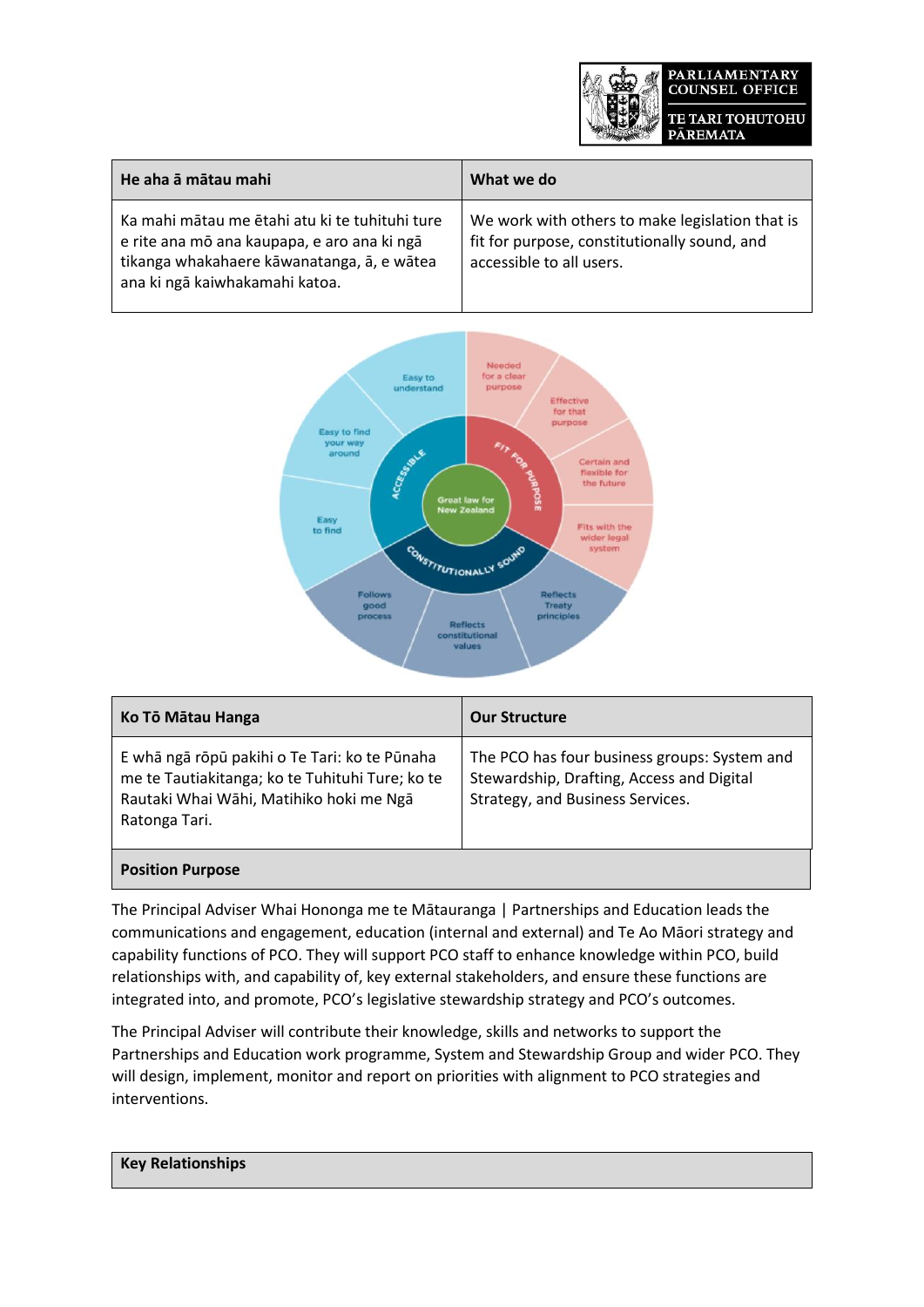| He aha ā mātau mahi | What we do |
| --- | --- |
| Ka mahi mātau me ētahi atu ki te tuhituhi ture e rite ana mō ana kaupapa, e aro ana ki ngā tikanga whakahaere kāwanatanga, ā, e wātea ana ki ngā kaiwhakamahi katoa. | We work with others to make legislation that is fit for purpose, constitutionally sound, and accessible to all users. |

Great law for New Zealand

FIT FOR PURPOSE: Needed for a clear purpose; Effective for that purpose; Certain and flexible for the future; Fits with the wider legal system

CONSTITUTIONALLY SOUND: Reflects Treaty principles; Reflects constitutional values; Follows good process

ACCESSIBLE: Easy to find; Easy to find your way around; Easy to understand

| Ko Tō Mātau Hanga | Our Structure |
| --- | --- |
| E whā ngā rōpū pakihi o Te Tari: ko te Pūnaha me te Tautiakitanga; ko te Tuhituhi Ture; ko te Rautaki Whai Wāhi, Matihiko hoki me Ngā Ratonga Tari. | The PCO has four business groups: System and Stewardship, Drafting, Access and Digital Strategy, and Business Services. |

## Position Purpose

The Principal Adviser Whai Hononga me te Mātauranga | Partnerships and Education leads the communications and engagement, education (internal and external) and Te Ao Māori strategy and capability functions of PCO. They will support PCO staff to enhance knowledge within PCO, build relationships with, and capability of, key external stakeholders, and ensure these functions are integrated into, and promote, PCO's legislative stewardship strategy and PCO's outcomes.

The Principal Adviser will contribute their knowledge, skills and networks to support the Partnerships and Education work programme, System and Stewardship Group and wider PCO. They will design, implement, monitor and report on priorities with alignment to PCO strategies and interventions.

## Key Relationships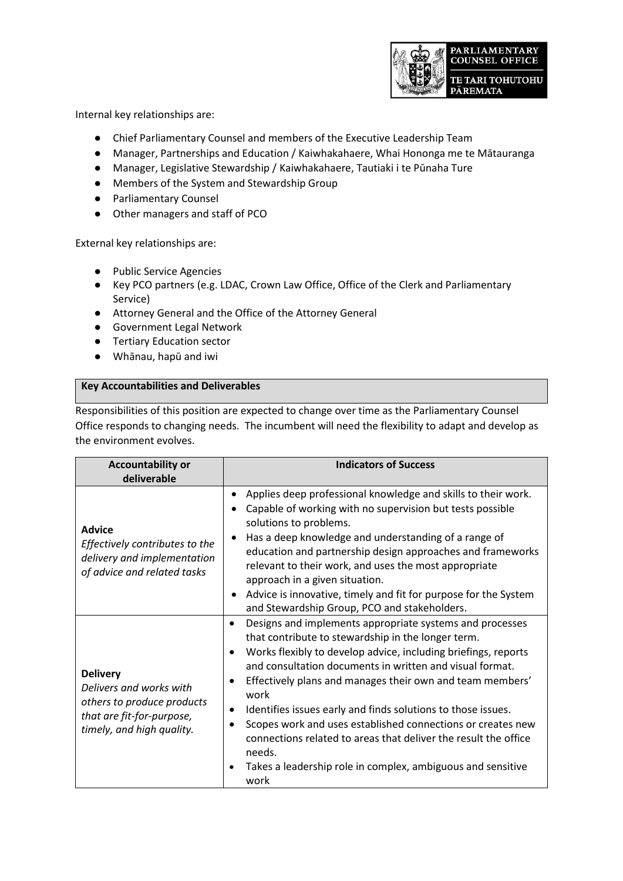Internal key relationships are:

- Chief Parliamentary Counsel and members of the Executive Leadership Team
- Manager, Partnerships and Education / Kaiwhakahaere, Whai Hononga me te Mātauranga
- Manager, Legislative Stewardship / Kaiwhakahaere, Tautiaki i te Pūnaha Ture
- Members of the System and Stewardship Group
- Parliamentary Counsel
- Other managers and staff of PCO

External key relationships are:

- Public Service Agencies
- Key PCO partners (e.g. LDAC, Crown Law Office, Office of the Clerk and Parliamentary Service)
- Attorney General and the Office of the Attorney General
- Government Legal Network
- Tertiary Education sector
- Whānau, hapū and iwi

## Key Accountabilities and Deliverables

Responsibilities of this position are expected to change over time as the Parliamentary Counsel Office responds to changing needs. The incumbent will need the flexibility to adapt and develop as the environment evolves.

| Accountability or deliverable | Indicators of Success |
|---|---|
| **Advice**<br>*Effectively contributes to the delivery and implementation of advice and related tasks* | • Applies deep professional knowledge and skills to their work.<br>• Capable of working with no supervision but tests possible solutions to problems.<br>• Has a deep knowledge and understanding of a range of education and partnership design approaches and frameworks relevant to their work, and uses the most appropriate approach in a given situation.<br>• Advice is innovative, timely and fit for purpose for the System and Stewardship Group, PCO and stakeholders. |
| **Delivery**<br>*Delivers and works with others to produce products that are fit-for-purpose, timely, and high quality.* | • Designs and implements appropriate systems and processes that contribute to stewardship in the longer term.<br>• Works flexibly to develop advice, including briefings, reports and consultation documents in written and visual format.<br>• Effectively plans and manages their own and team members' work<br>• Identifies issues early and finds solutions to those issues.<br>• Scopes work and uses established connections or creates new connections related to areas that deliver the result the office needs.<br>• Takes a leadership role in complex, ambiguous and sensitive work |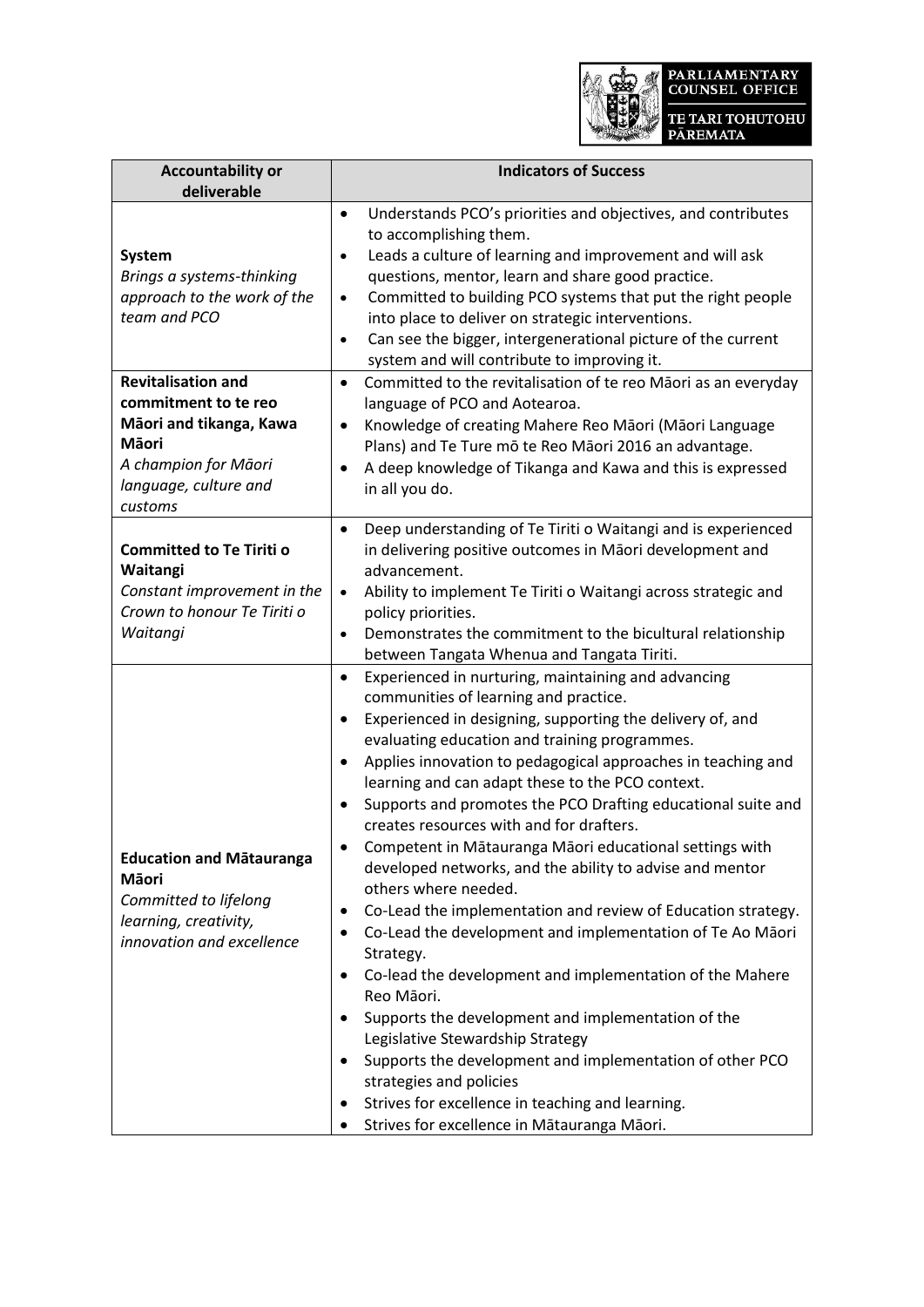| Accountability or deliverable | Indicators of Success |
|---|---|
| **System**<br>*Brings a systems-thinking approach to the work of the team and PCO* | • Understands PCO's priorities and objectives, and contributes to accomplishing them.<br>• Leads a culture of learning and improvement and will ask questions, mentor, learn and share good practice.<br>• Committed to building PCO systems that put the right people into place to deliver on strategic interventions.<br>• Can see the bigger, intergenerational picture of the current system and will contribute to improving it. |
| **Revitalisation and commitment to te reo Māori and tikanga, Kawa Māori**<br>*A champion for Māori language, culture and customs* | • Committed to the revitalisation of te reo Māori as an everyday language of PCO and Aotearoa.<br>• Knowledge of creating Mahere Reo Māori (Māori Language Plans) and Te Ture mō te Reo Māori 2016 an advantage.<br>• A deep knowledge of Tikanga and Kawa and this is expressed in all you do. |
| **Committed to Te Tiriti o Waitangi**<br>*Constant improvement in the Crown to honour Te Tiriti o Waitangi* | • Deep understanding of Te Tiriti o Waitangi and is experienced in delivering positive outcomes in Māori development and advancement.<br>• Ability to implement Te Tiriti o Waitangi across strategic and policy priorities.<br>• Demonstrates the commitment to the bicultural relationship between Tangata Whenua and Tangata Tiriti. |
| **Education and Mātauranga Māori**<br>*Committed to lifelong learning, creativity, innovation and excellence* | • Experienced in nurturing, maintaining and advancing communities of learning and practice.<br>• Experienced in designing, supporting the delivery of, and evaluating education and training programmes.<br>• Applies innovation to pedagogical approaches in teaching and learning and can adapt these to the PCO context.<br>• Supports and promotes the PCO Drafting educational suite and creates resources with and for drafters.<br>• Competent in Mātauranga Māori educational settings with developed networks, and the ability to advise and mentor others where needed.<br>• Co-Lead the implementation and review of Education strategy.<br>• Co-Lead the development and implementation of Te Ao Māori Strategy.<br>• Co-lead the development and implementation of the Mahere Reo Māori.<br>• Supports the development and implementation of the Legislative Stewardship Strategy<br>• Supports the development and implementation of other PCO strategies and policies<br>• Strives for excellence in teaching and learning.<br>• Strives for excellence in Mātauranga Māori. |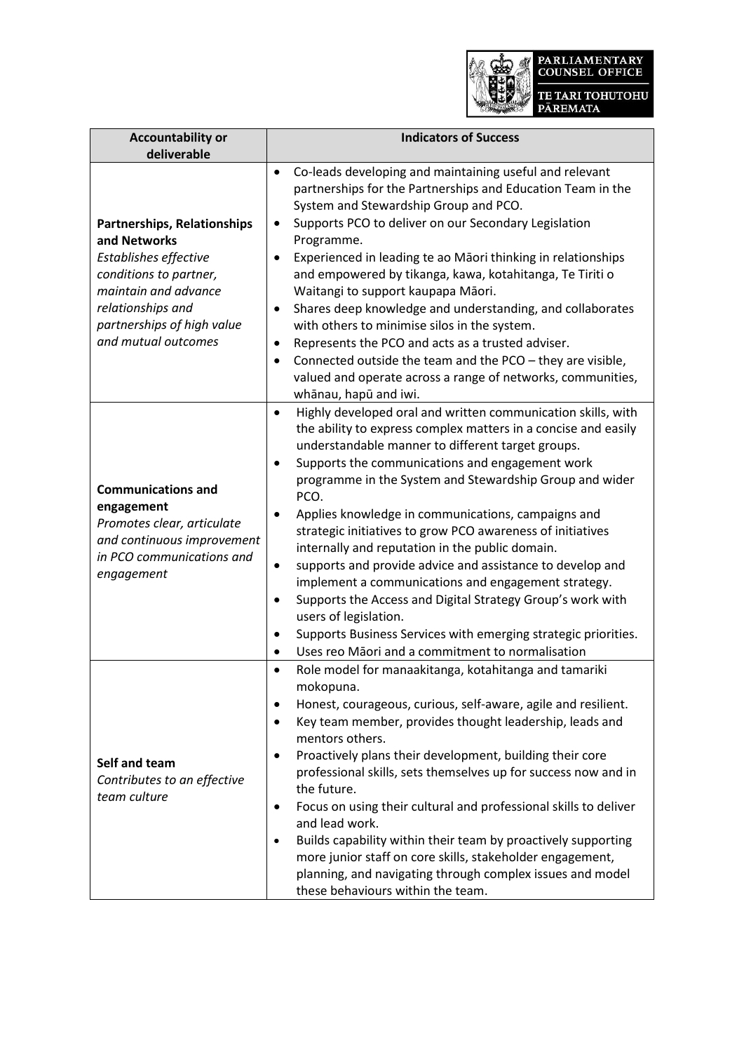| Accountability or deliverable | Indicators of Success |
| --- | --- |
| **Partnerships, Relationships and Networks**<br>*Establishes effective conditions to partner, maintain and advance relationships and partnerships of high value and mutual outcomes* | • Co-leads developing and maintaining useful and relevant partnerships for the Partnerships and Education Team in the System and Stewardship Group and PCO.<br>• Supports PCO to deliver on our Secondary Legislation Programme.<br>• Experienced in leading te ao Māori thinking in relationships and empowered by tikanga, kawa, kotahitanga, Te Tiriti o Waitangi to support kaupapa Māori.<br>• Shares deep knowledge and understanding, and collaborates with others to minimise silos in the system.<br>• Represents the PCO and acts as a trusted adviser.<br>• Connected outside the team and the PCO – they are visible, valued and operate across a range of networks, communities, whānau, hapū and iwi. |
| **Communications and engagement**<br>*Promotes clear, articulate and continuous improvement in PCO communications and engagement* | • Highly developed oral and written communication skills, with the ability to express complex matters in a concise and easily understandable manner to different target groups.<br>• Supports the communications and engagement work programme in the System and Stewardship Group and wider PCO.<br>• Applies knowledge in communications, campaigns and strategic initiatives to grow PCO awareness of initiatives internally and reputation in the public domain.<br>• supports and provide advice and assistance to develop and implement a communications and engagement strategy.<br>• Supports the Access and Digital Strategy Group's work with users of legislation.<br>• Supports Business Services with emerging strategic priorities.<br>• Uses reo Māori and a commitment to normalisation |
| **Self and team**<br>*Contributes to an effective team culture* | • Role model for manaakitanga, kotahitanga and tamariki mokopuna.<br>• Honest, courageous, curious, self-aware, agile and resilient.<br>• Key team member, provides thought leadership, leads and mentors others.<br>• Proactively plans their development, building their core professional skills, sets themselves up for success now and in the future.<br>• Focus on using their cultural and professional skills to deliver and lead work.<br>• Builds capability within their team by proactively supporting more junior staff on core skills, stakeholder engagement, planning, and navigating through complex issues and model these behaviours within the team. |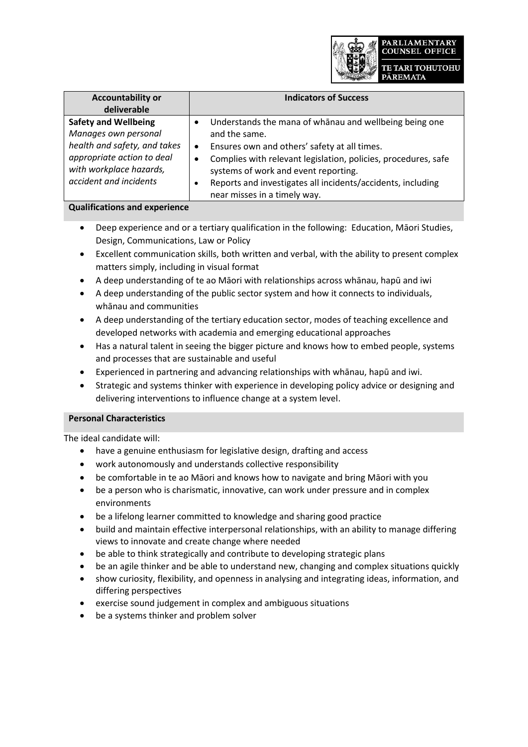| Accountability or deliverable | Indicators of Success |
|---|---|
| **Safety and Wellbeing**<br>*Manages own personal health and safety, and takes appropriate action to deal with workplace hazards, accident and incidents* | • Understands the mana of whānau and wellbeing being one and the same.<br>• Ensures own and others' safety at all times.<br>• Complies with relevant legislation, policies, procedures, safe systems of work and event reporting.<br>• Reports and investigates all incidents/accidents, including near misses in a timely way. |

**Qualifications and experience**

- Deep experience and or a tertiary qualification in the following: Education, Māori Studies, Design, Communications, Law or Policy
- Excellent communication skills, both written and verbal, with the ability to present complex matters simply, including in visual format
- A deep understanding of te ao Māori with relationships across whānau, hapū and iwi
- A deep understanding of the public sector system and how it connects to individuals, whānau and communities
- A deep understanding of the tertiary education sector, modes of teaching excellence and developed networks with academia and emerging educational approaches
- Has a natural talent in seeing the bigger picture and knows how to embed people, systems and processes that are sustainable and useful
- Experienced in partnering and advancing relationships with whānau, hapū and iwi.
- Strategic and systems thinker with experience in developing policy advice or designing and delivering interventions to influence change at a system level.

**Personal Characteristics**

The ideal candidate will:

- have a genuine enthusiasm for legislative design, drafting and access
- work autonomously and understands collective responsibility
- be comfortable in te ao Māori and knows how to navigate and bring Māori with you
- be a person who is charismatic, innovative, can work under pressure and in complex environments
- be a lifelong learner committed to knowledge and sharing good practice
- build and maintain effective interpersonal relationships, with an ability to manage differing views to innovate and create change where needed
- be able to think strategically and contribute to developing strategic plans
- be an agile thinker and be able to understand new, changing and complex situations quickly
- show curiosity, flexibility, and openness in analysing and integrating ideas, information, and differing perspectives
- exercise sound judgement in complex and ambiguous situations
- be a systems thinker and problem solver